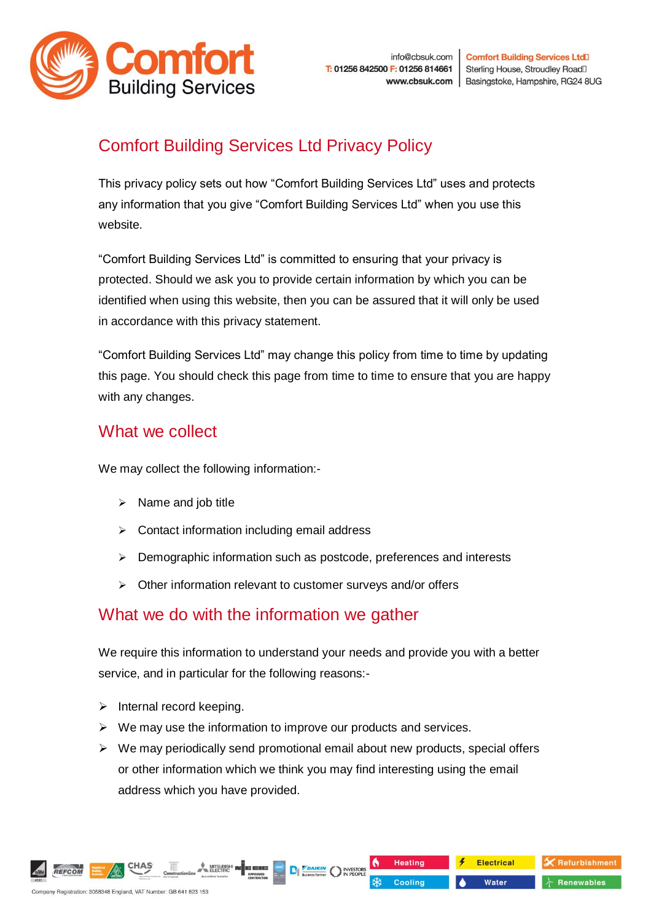# Comfort Building Services Ltd Privacy Policy

This privacy policy sets out how “Comfort Building Services Ltd” uses and protects any information that you give “Comfort Building Services Ltd” when you use this website.

“Comfort Building Services Ltd” is committed to ensuring that your privacy is protected. Should we ask you to provide certain information by which you can be identified when using this website, then you can be assured that it will only be used in accordance with this privacy statement.

“Comfort Building Services Ltd” may change this policy from time to time by updating this page. You should check this page from time to time to ensure that you are happy with any changes.

## What we collect

We may collect the following information:-

- Name and job title
- Contact information including email address
- Demographic information such as postcode, preferences and interests
- Other information relevant to customer surveys and/or offers

## What we do with the information we gather

We require this information to understand your needs and provide you with a better service, and in particular for the following reasons:-

- Internal record keeping.
- We may use the information to improve our products and services.
- We may periodically send promotional email about new products, special offers or other information which we think you may find interesting using the email address which you have provided.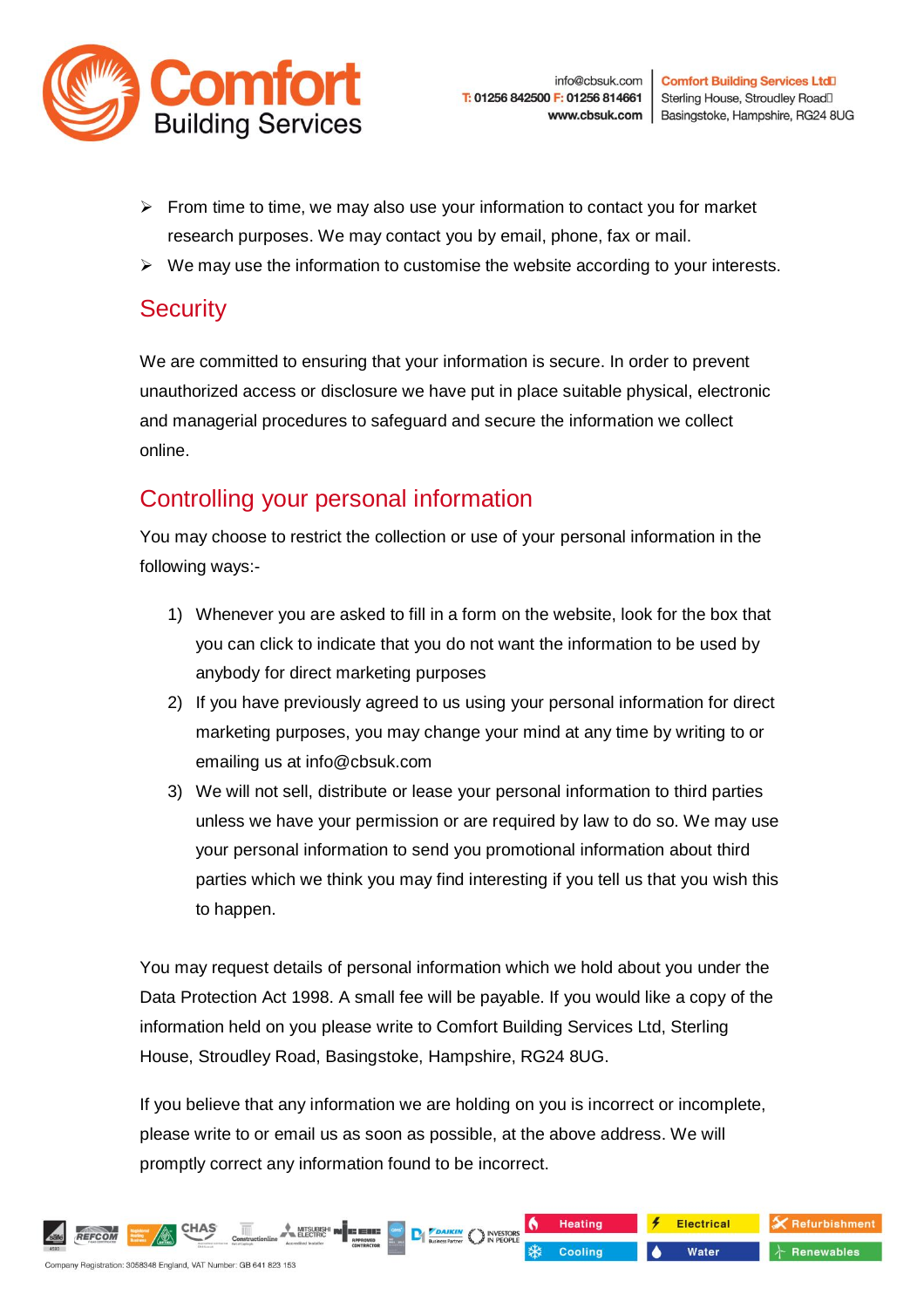- From time to time, we may also use your information to contact you for market research purposes. We may contact you by email, phone, fax or mail.
- We may use the information to customise the website according to your interests.

## Security

We are committed to ensuring that your information is secure. In order to prevent unauthorized access or disclosure we have put in place suitable physical, electronic and managerial procedures to safeguard and secure the information we collect online.

## Controlling your personal information

You may choose to restrict the collection or use of your personal information in the following ways:-

1) Whenever you are asked to fill in a form on the website, look for the box that you can click to indicate that you do not want the information to be used by anybody for direct marketing purposes
2) If you have previously agreed to us using your personal information for direct marketing purposes, you may change your mind at any time by writing to or emailing us at info@cbsuk.com
3) We will not sell, distribute or lease your personal information to third parties unless we have your permission or are required by law to do so. We may use your personal information to send you promotional information about third parties which we think you may find interesting if you tell us that you wish this to happen.

You may request details of personal information which we hold about you under the Data Protection Act 1998. A small fee will be payable. If you would like a copy of the information held on you please write to Comfort Building Services Ltd, Sterling House, Stroudley Road, Basingstoke, Hampshire, RG24 8UG.

If you believe that any information we are holding on you is incorrect or incomplete, please write to or email us as soon as possible, at the above address. We will promptly correct any information found to be incorrect.